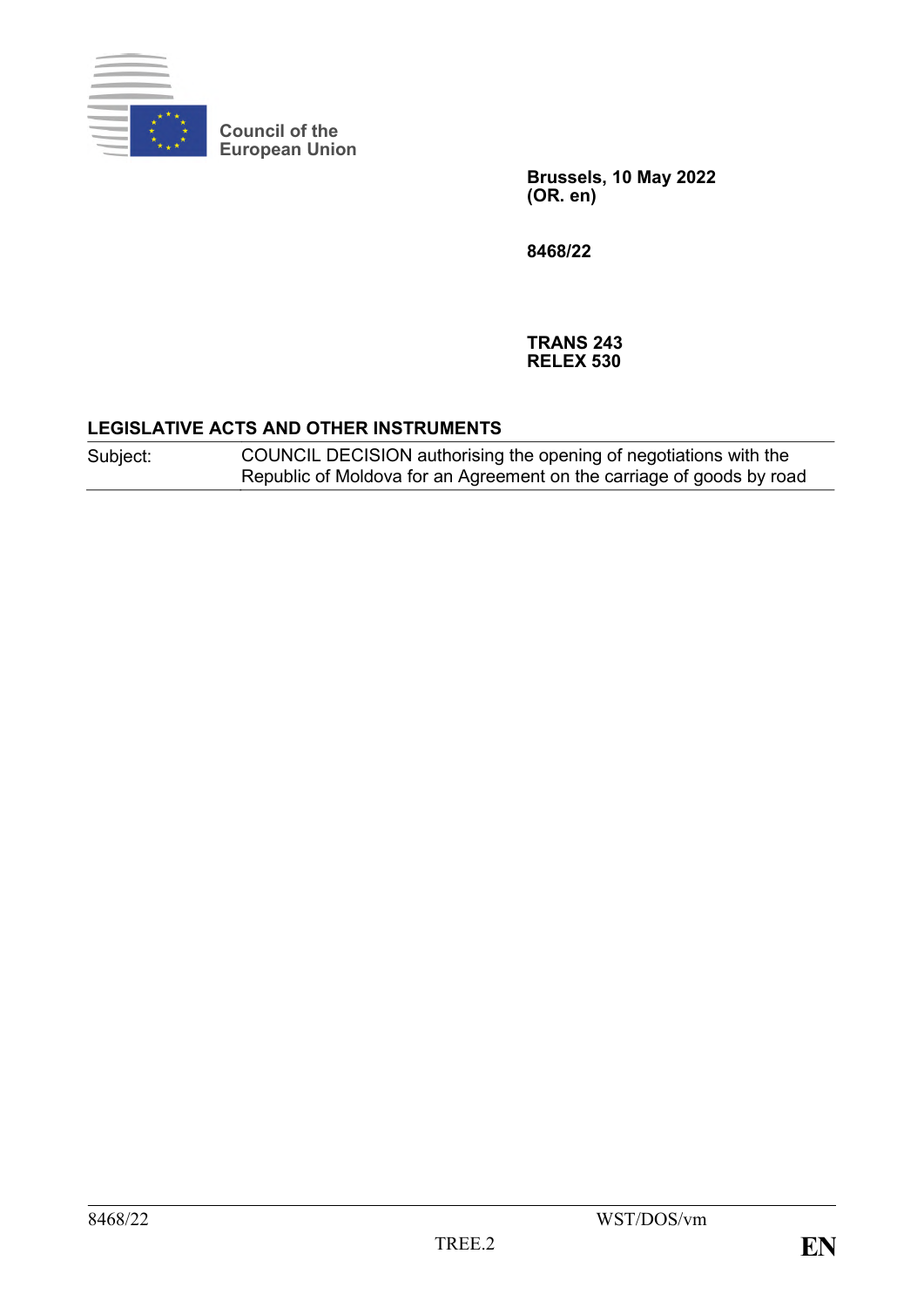Council of the European Union

**Brussels, 10 May 2022**
**(OR. en)**

**8468/22**

**TRANS 243**
**RELEX 530**

## LEGISLATIVE ACTS AND OTHER INSTRUMENTS

| Subject: | COUNCIL DECISION authorising the opening of negotiations with the Republic of Moldova for an Agreement on the carriage of goods by road |
|---|---|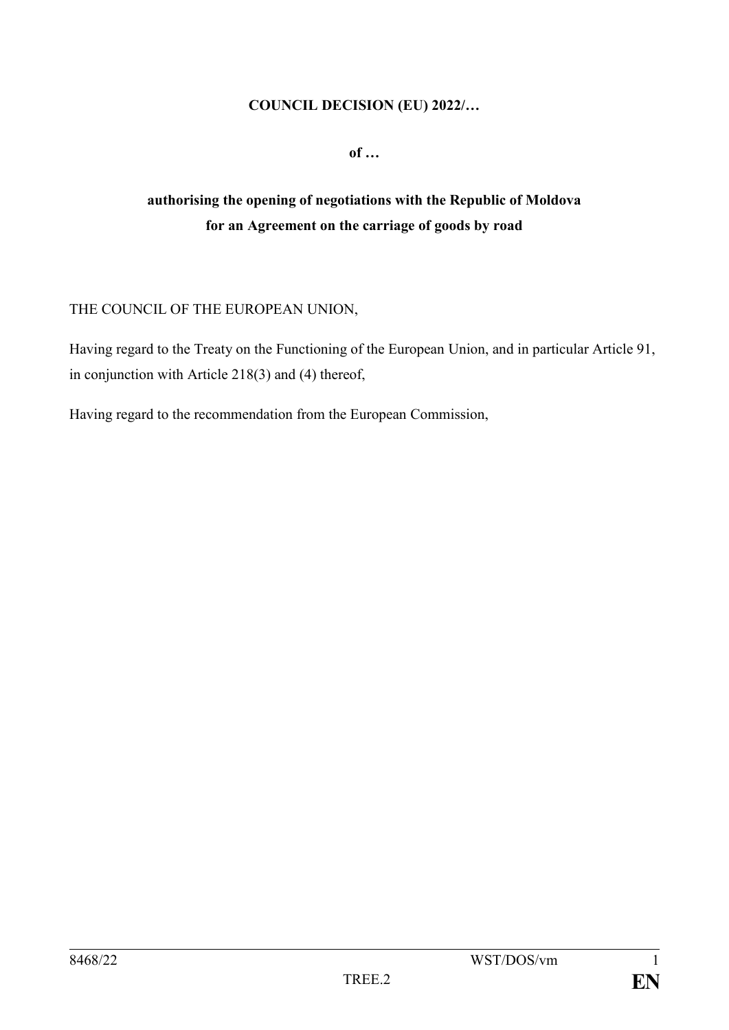**COUNCIL DECISION (EU) 2022/…**

**of …**

**authorising the opening of negotiations with the Republic of Moldova for an Agreement on the carriage of goods by road**

THE COUNCIL OF THE EUROPEAN UNION,

Having regard to the Treaty on the Functioning of the European Union, and in particular Article 91, in conjunction with Article 218(3) and (4) thereof,

Having regard to the recommendation from the European Commission,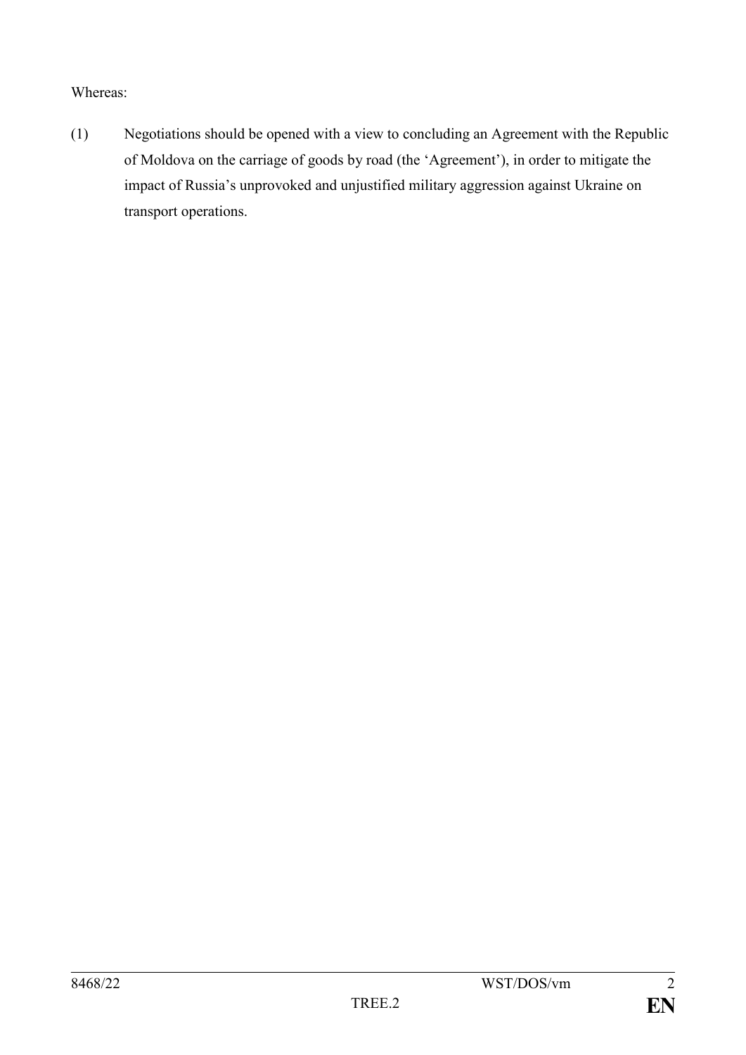Whereas:

(1) Negotiations should be opened with a view to concluding an Agreement with the Republic of Moldova on the carriage of goods by road (the 'Agreement'), in order to mitigate the impact of Russia's unprovoked and unjustified military aggression against Ukraine on transport operations.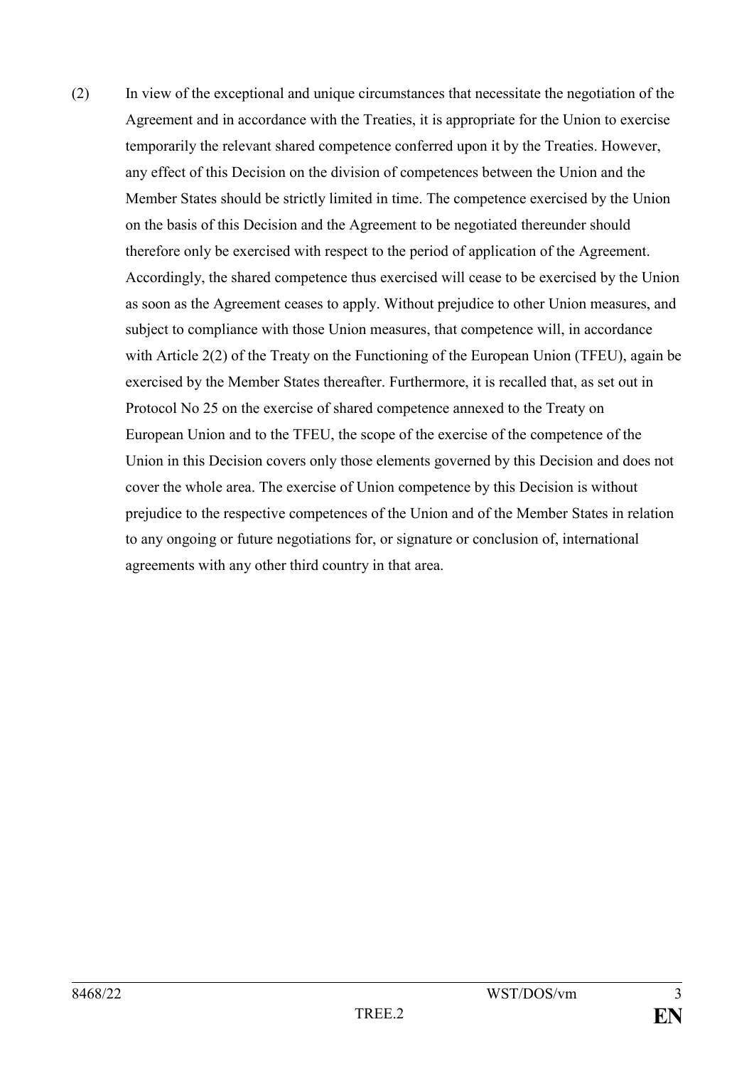(2) In view of the exceptional and unique circumstances that necessitate the negotiation of the Agreement and in accordance with the Treaties, it is appropriate for the Union to exercise temporarily the relevant shared competence conferred upon it by the Treaties. However, any effect of this Decision on the division of competences between the Union and the Member States should be strictly limited in time. The competence exercised by the Union on the basis of this Decision and the Agreement to be negotiated thereunder should therefore only be exercised with respect to the period of application of the Agreement. Accordingly, the shared competence thus exercised will cease to be exercised by the Union as soon as the Agreement ceases to apply. Without prejudice to other Union measures, and subject to compliance with those Union measures, that competence will, in accordance with Article 2(2) of the Treaty on the Functioning of the European Union (TFEU), again be exercised by the Member States thereafter. Furthermore, it is recalled that, as set out in Protocol No 25 on the exercise of shared competence annexed to the Treaty on European Union and to the TFEU, the scope of the exercise of the competence of the Union in this Decision covers only those elements governed by this Decision and does not cover the whole area. The exercise of Union competence by this Decision is without prejudice to the respective competences of the Union and of the Member States in relation to any ongoing or future negotiations for, or signature or conclusion of, international agreements with any other third country in that area.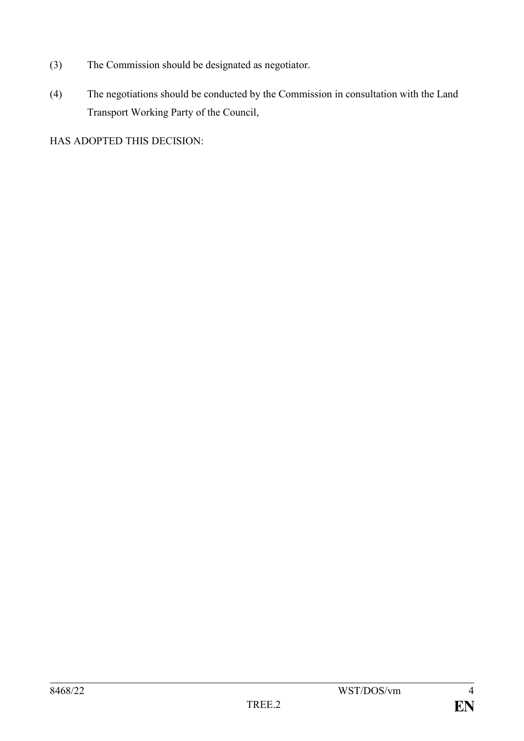(3) The Commission should be designated as negotiator.

(4) The negotiations should be conducted by the Commission in consultation with the Land Transport Working Party of the Council,

HAS ADOPTED THIS DECISION: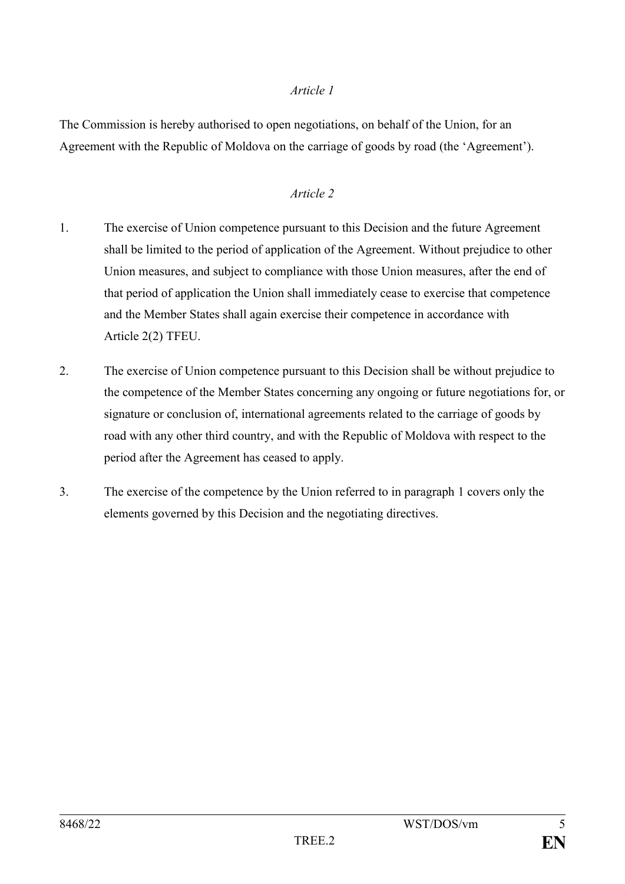*Article 1*

The Commission is hereby authorised to open negotiations, on behalf of the Union, for an Agreement with the Republic of Moldova on the carriage of goods by road (the 'Agreement').

*Article 2*

1. The exercise of Union competence pursuant to this Decision and the future Agreement shall be limited to the period of application of the Agreement. Without prejudice to other Union measures, and subject to compliance with those Union measures, after the end of that period of application the Union shall immediately cease to exercise that competence and the Member States shall again exercise their competence in accordance with Article 2(2) TFEU.

2. The exercise of Union competence pursuant to this Decision shall be without prejudice to the competence of the Member States concerning any ongoing or future negotiations for, or signature or conclusion of, international agreements related to the carriage of goods by road with any other third country, and with the Republic of Moldova with respect to the period after the Agreement has ceased to apply.

3. The exercise of the competence by the Union referred to in paragraph 1 covers only the elements governed by this Decision and the negotiating directives.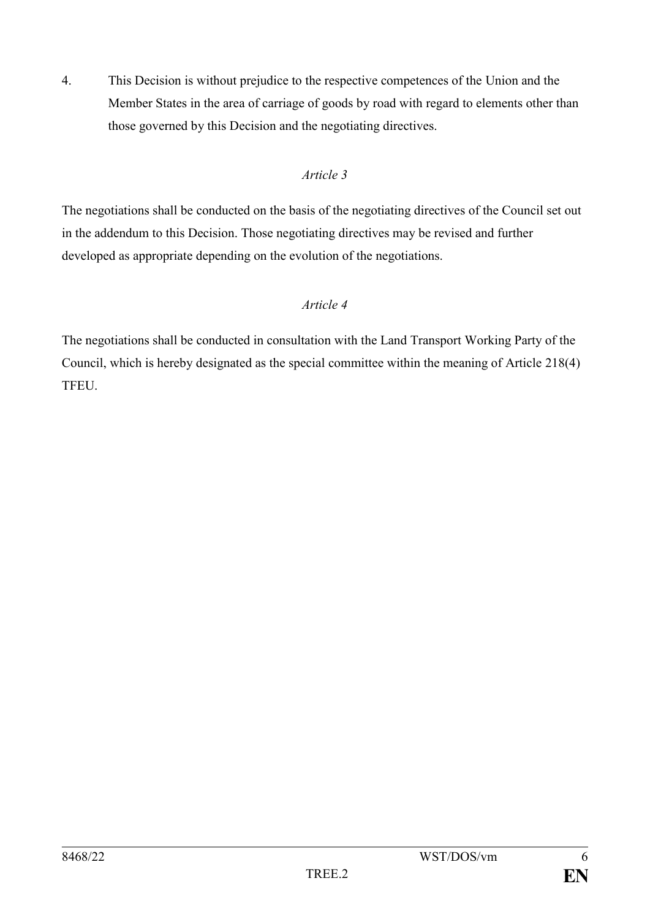4. This Decision is without prejudice to the respective competences of the Union and the Member States in the area of carriage of goods by road with regard to elements other than those governed by this Decision and the negotiating directives.

*Article 3*

The negotiations shall be conducted on the basis of the negotiating directives of the Council set out in the addendum to this Decision. Those negotiating directives may be revised and further developed as appropriate depending on the evolution of the negotiations.

*Article 4*

The negotiations shall be conducted in consultation with the Land Transport Working Party of the Council, which is hereby designated as the special committee within the meaning of Article 218(4) TFEU.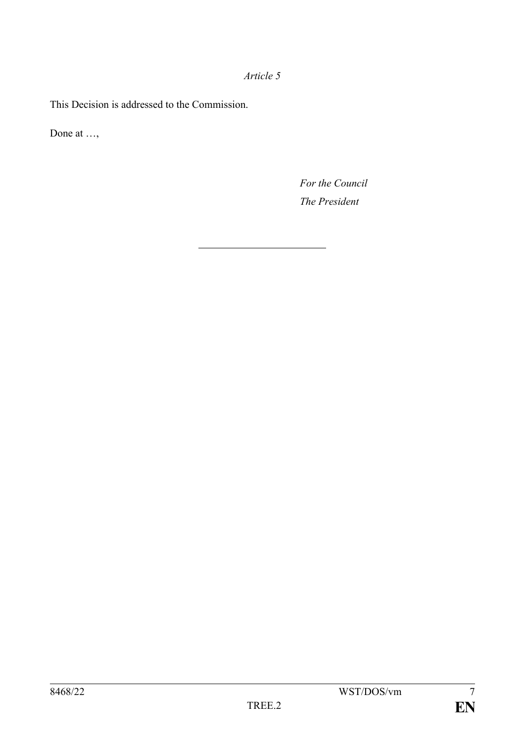*Article 5*

This Decision is addressed to the Commission.

Done at …,

*For the Council*
*The President*